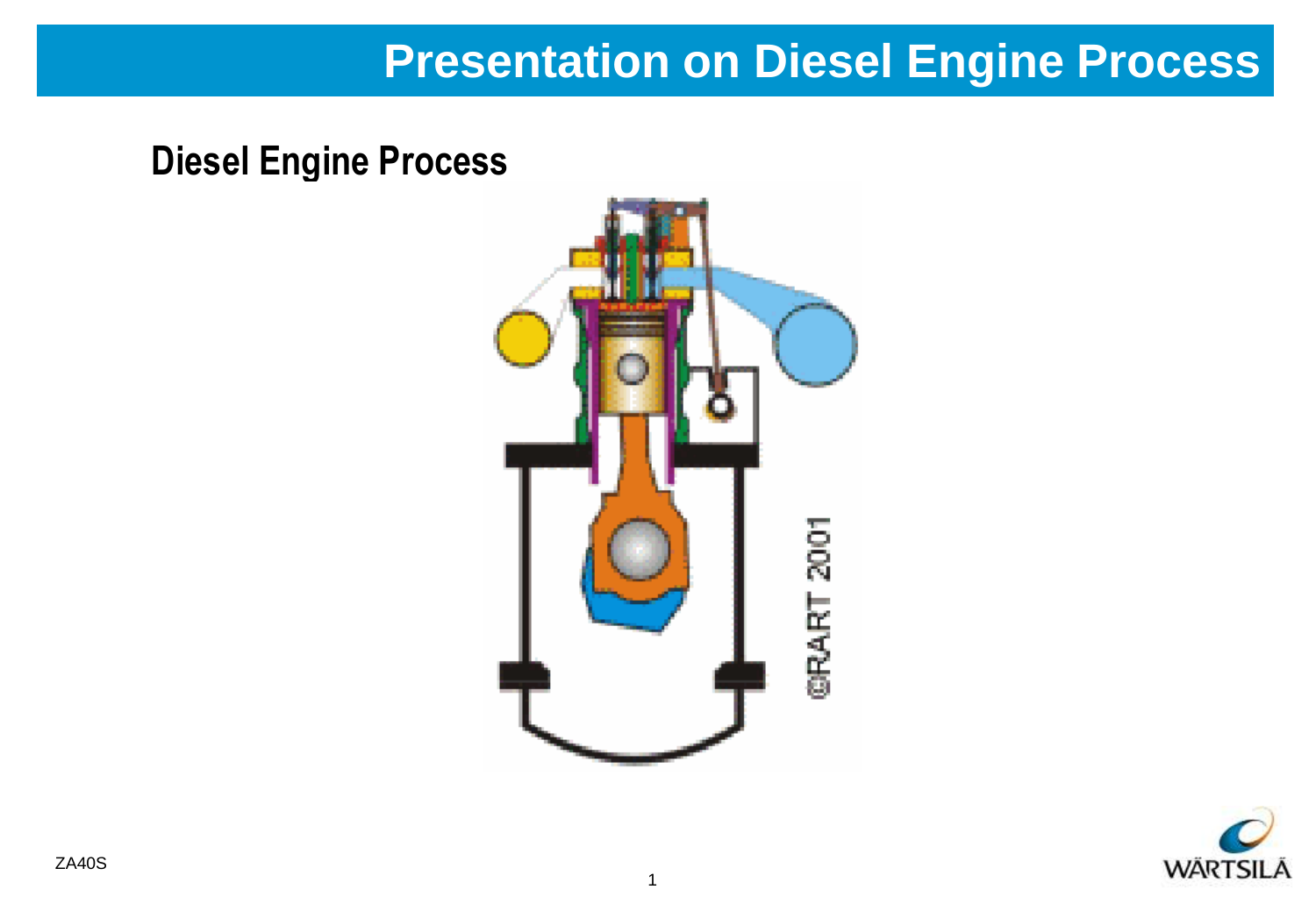# Presentation on Diesel Engine Process

## Diesel Engine Process

ZA40S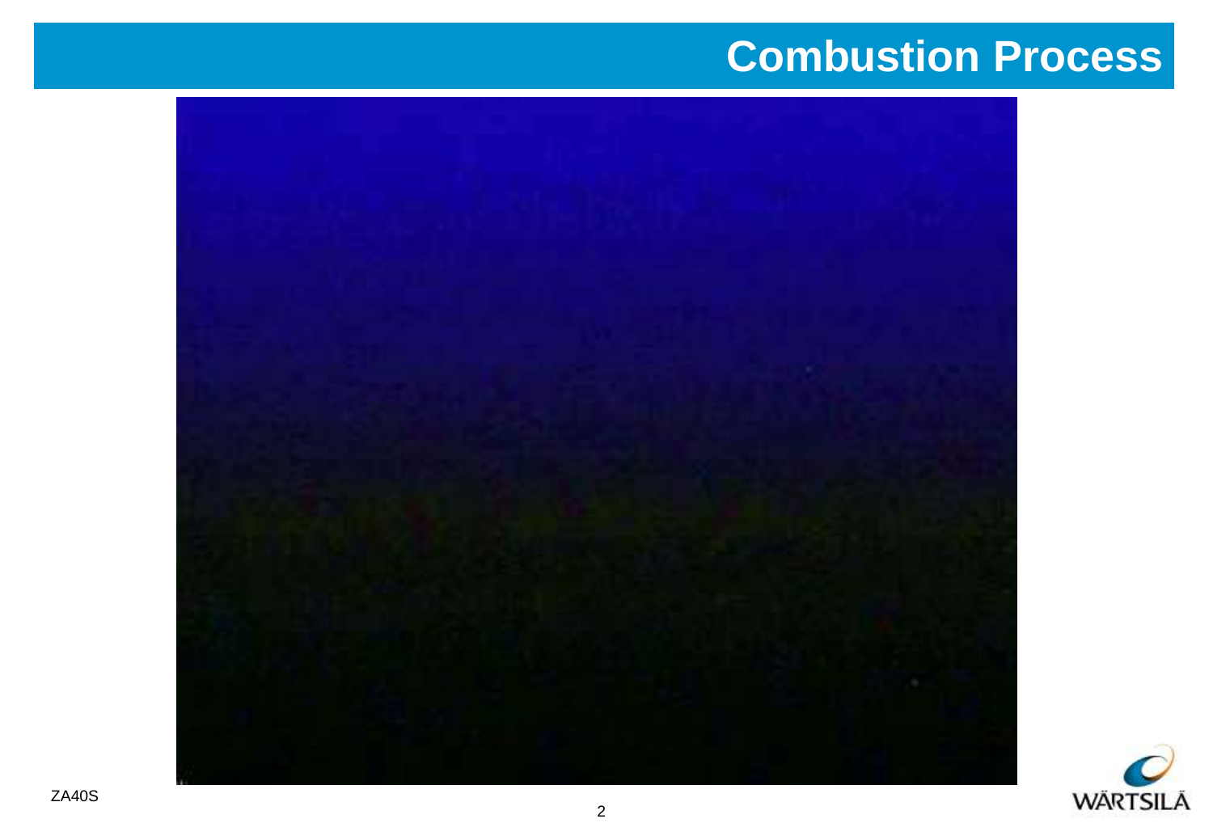# Combustion Process

ZA40S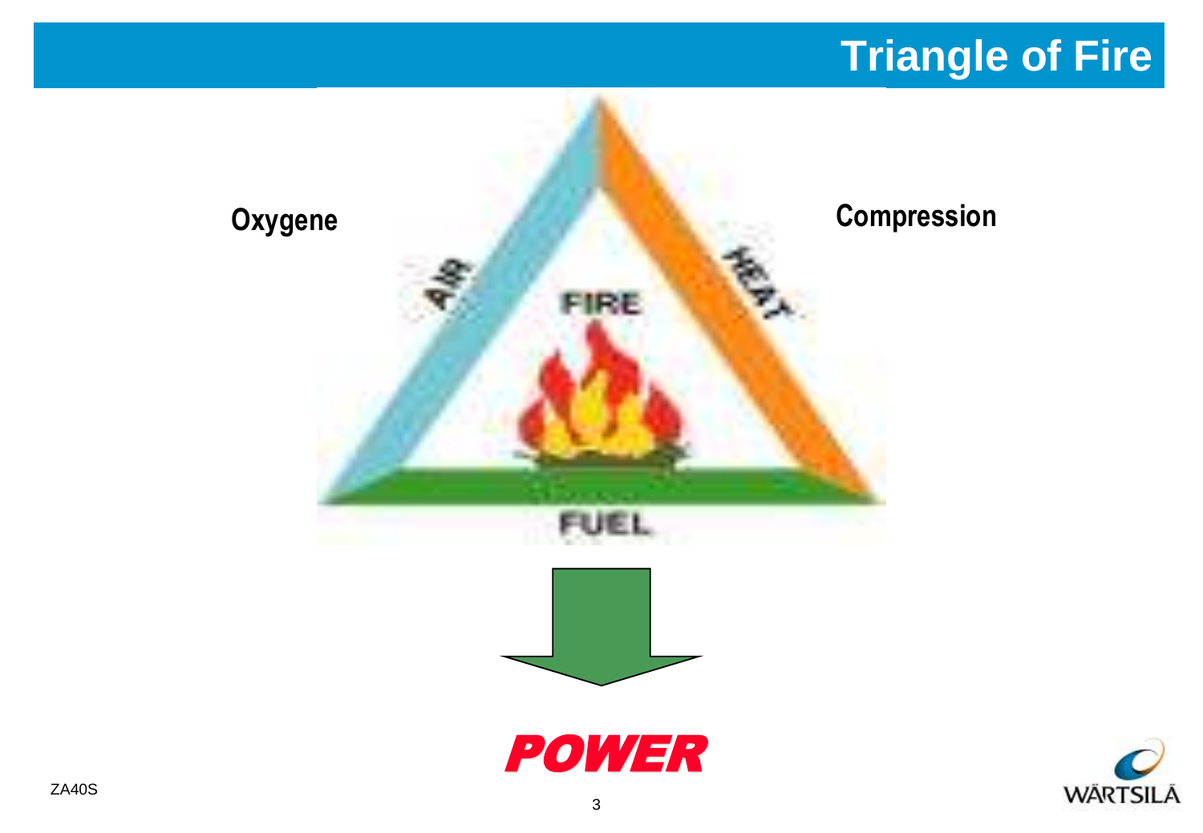# Triangle of Fire

Oxygene

Compression

AIR

HEAT

FIRE

FUEL

*POWER*

ZA40S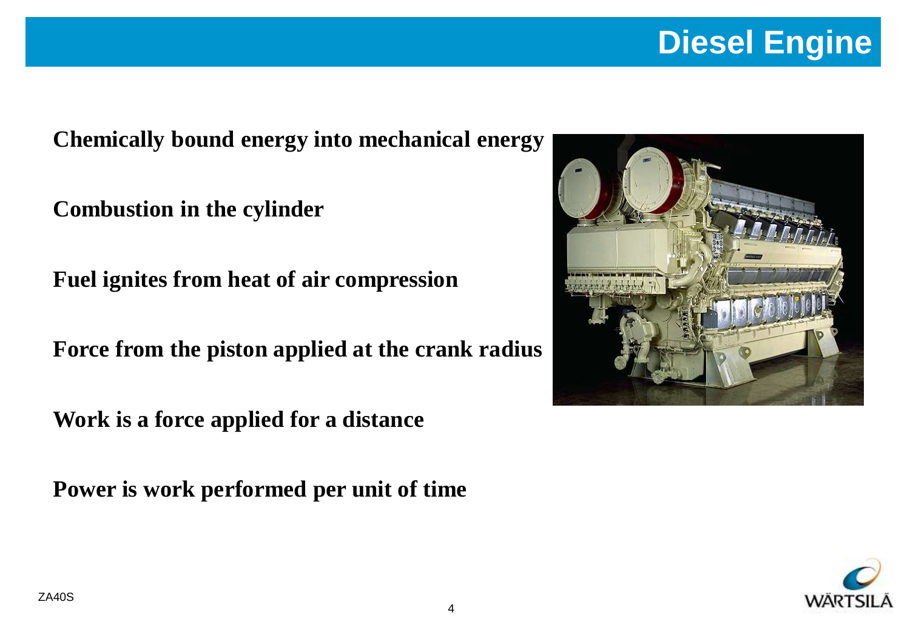# Diesel Engine

**Chemically bound energy into mechanical energy**

**Combustion in the cylinder**

**Fuel ignites from heat of air compression**

**Force from the piston applied at the crank radius**

**Work is a force applied for a distance**

**Power is work performed per unit of time**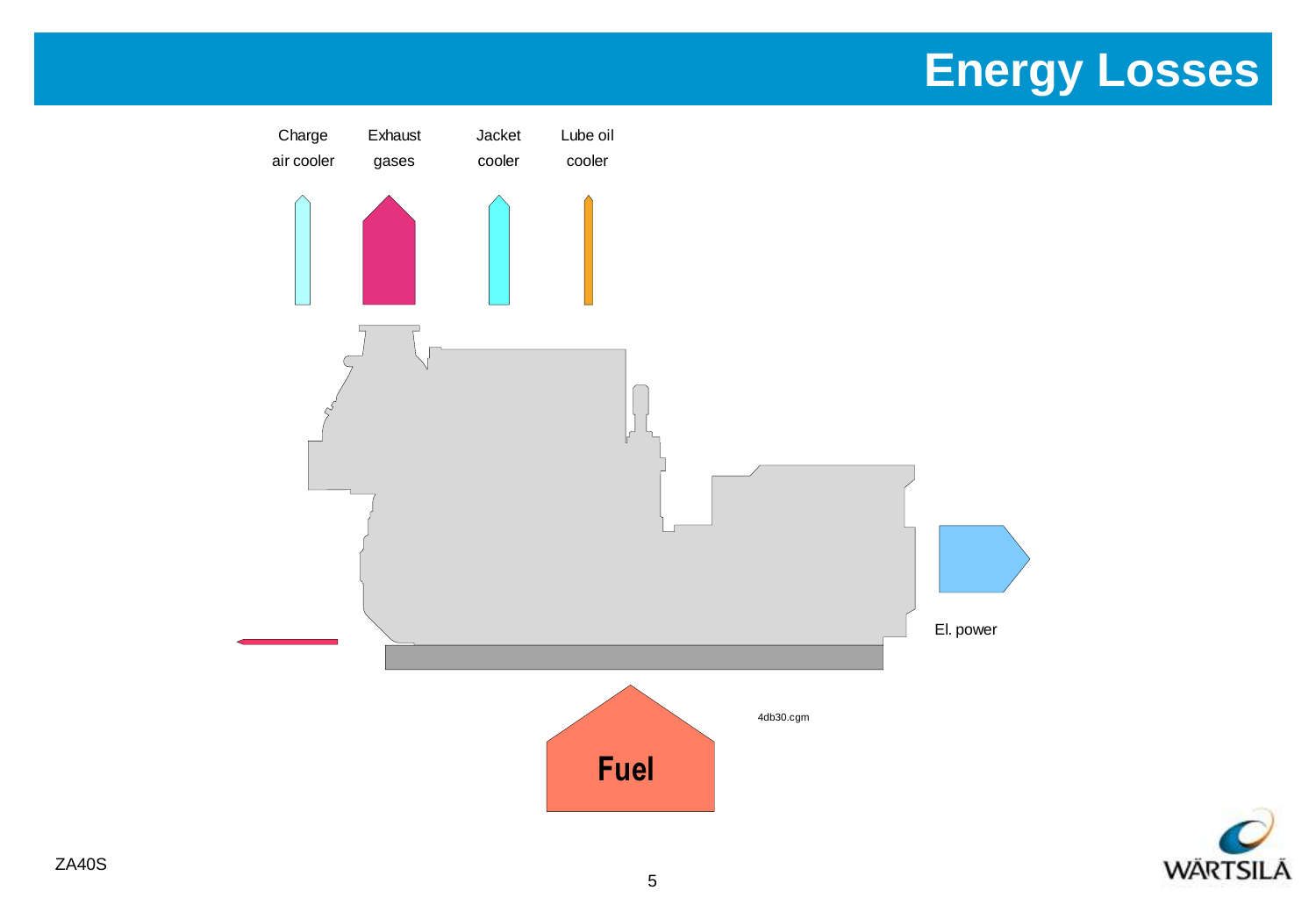# Energy Losses

Charge air cooler

Exhaust gases

Jacket cooler

Lube oil cooler

El. power

Fuel

4db30.cgm

ZA40S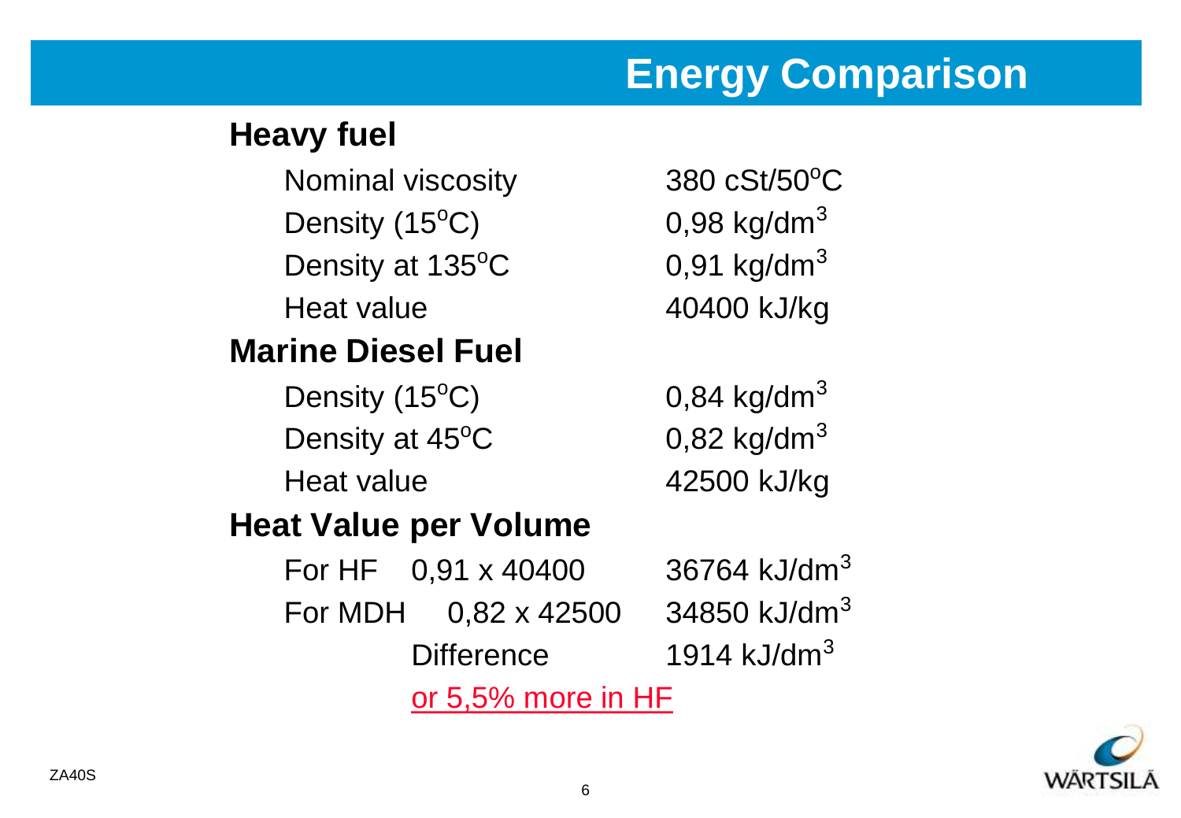# Energy Comparison

## Heavy fuel

| | |
|---|---|
| Nominal viscosity | 380 cSt/50$^o$C |
| Density (15$^o$C) | 0,98 kg/dm$^3$ |
| Density at 135$^o$C | 0,91 kg/dm$^3$ |
| Heat value | 40400 kJ/kg |

## Marine Diesel Fuel

| | |
|---|---|
| Density (15$^o$C) | 0,84 kg/dm$^3$ |
| Density at 45$^o$C | 0,82 kg/dm$^3$ |
| Heat value | 42500 kJ/kg |

## Heat Value per Volume

| | | |
|---|---|---|
| For HF | 0,91 x 40400 | 36764 kJ/dm$^3$ |
| For MDH | 0,82 x 42500 | 34850 kJ/dm$^3$ |
| | Difference | 1914 kJ/dm$^3$ |

or 5,5% more in HF

ZA40S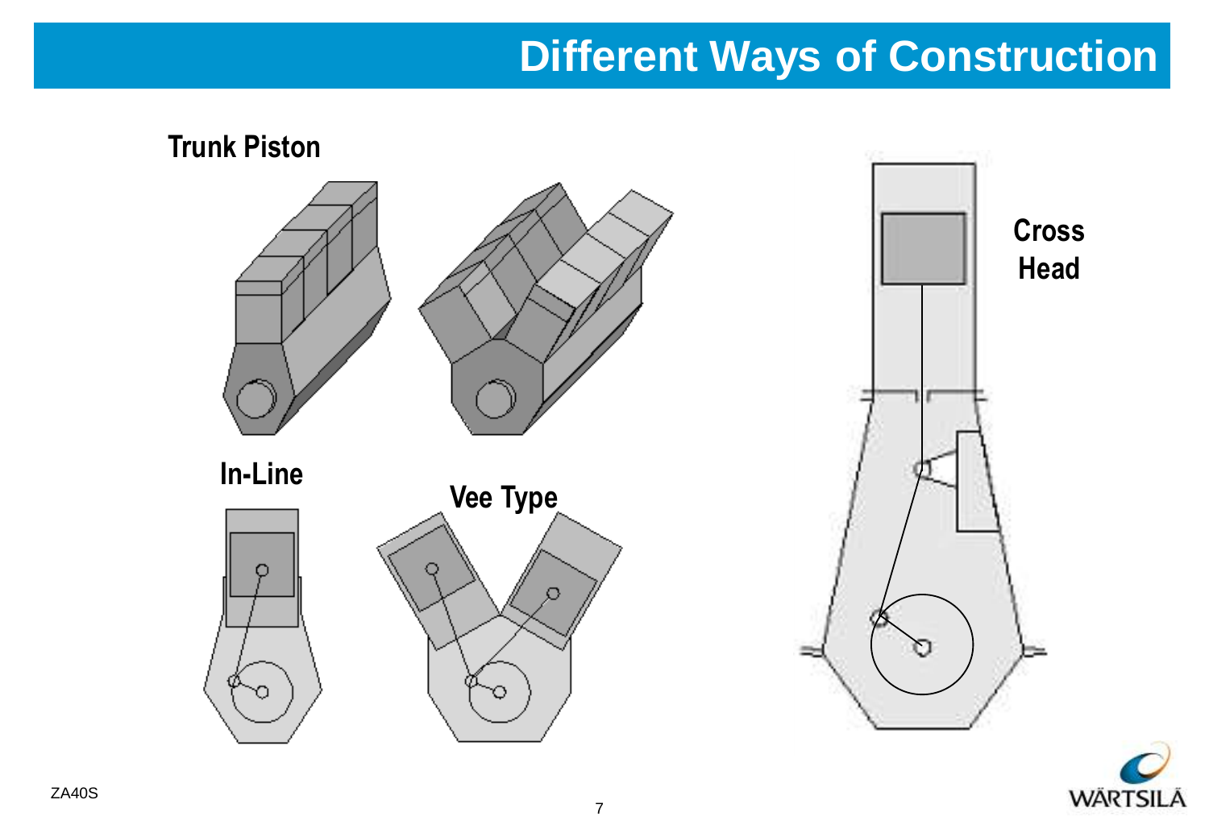# Different Ways of Construction

**Trunk Piston**

**In-Line**

**Vee Type**

**Cross Head**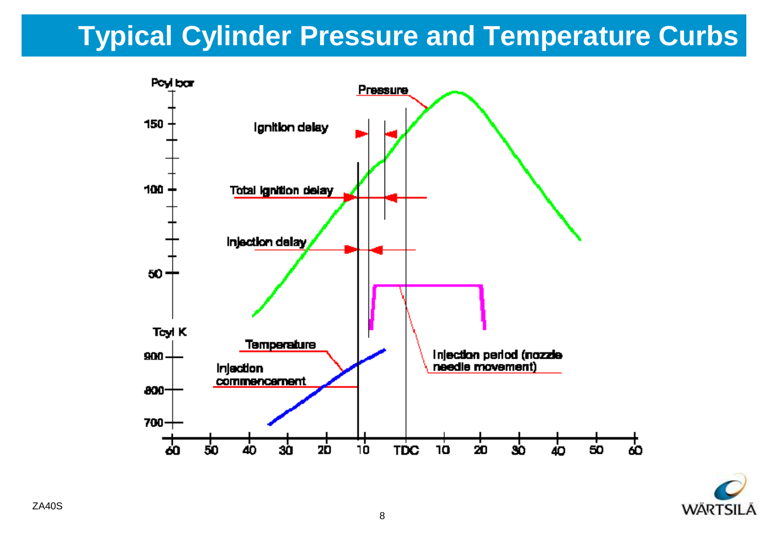# Typical Cylinder Pressure and Temperature Curbs

Pcyl bar

150

100

50

Tcyl K

900

800

700

Pressure

Ignition delay

Total ignition delay

Injection delay

Temperature

Injection commencement

Injection period (nozzle needle movement)

60 50 40 30 20 10 TDC 10 20 30 40 50 60

ZA40S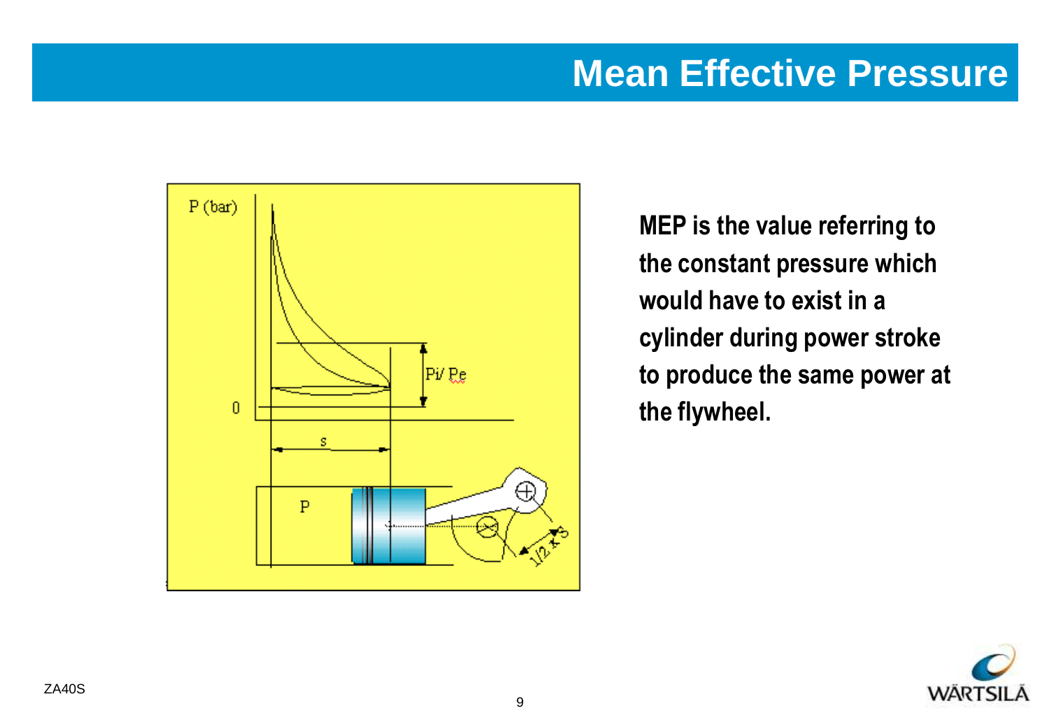# Mean Effective Pressure

**MEP is the value referring to the constant pressure which would have to exist in a cylinder during power stroke to produce the same power at the flywheel.**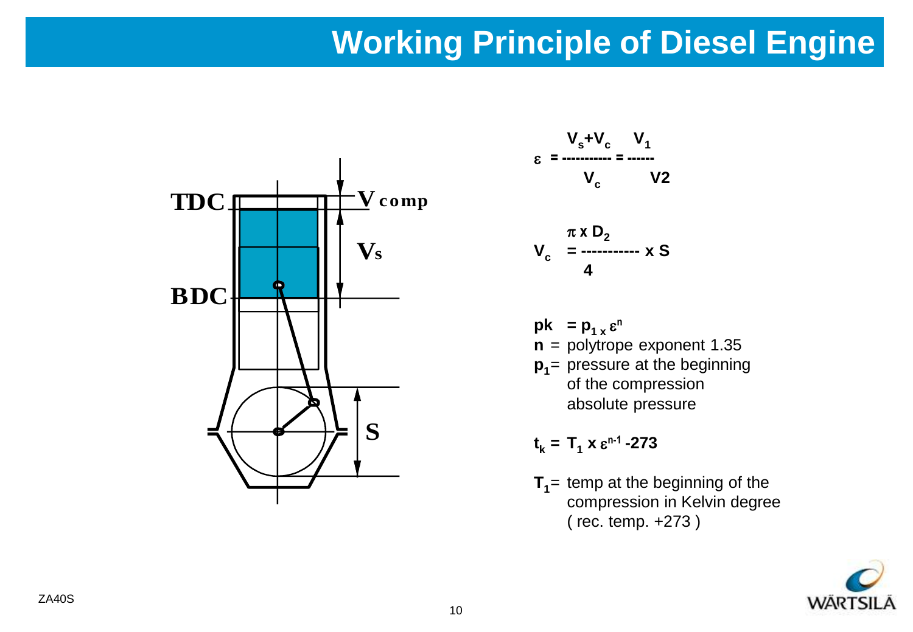# Working Principle of Diesel Engine

TDC

BDC

V comp

Vs

S

$$\varepsilon = \frac{V_s + V_c}{V_c} = \frac{V_1}{V2}$$

$$V_c = \frac{\pi \times D_2}{4} \times S$$

$pk = p_{1} \times \varepsilon^{n}$

**n** = polytrope exponent 1.35

$\mathbf{p_1}$ = pressure at the beginning of the compression absolute pressure

$$t_k = T_1 \times \varepsilon^{n-1} - 273$$

$\mathbf{T_1}$ = temp at the beginning of the compression in Kelvin degree ( rec. temp. +273 )

ZA40S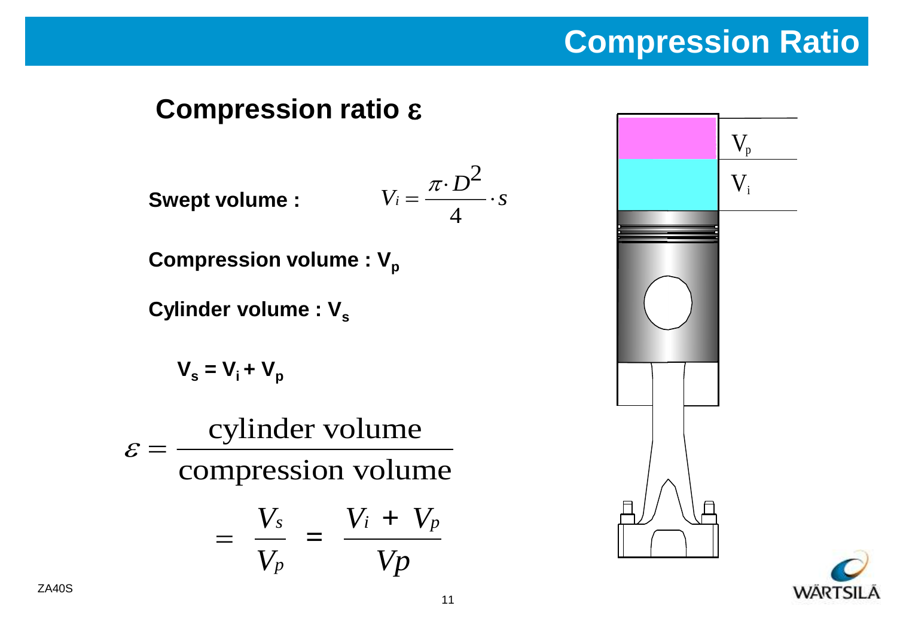# Compression Ratio

## Compression ratio $\varepsilon$

**Swept volume :** $$V_i = \frac{\pi \cdot D^2}{4} \cdot s$$

**Compression volume : $V_p$**

**Cylinder volume : $V_s$**

**$V_s = V_i + V_p$**

$$\varepsilon = \frac{\text{cylinder volume}}{\text{compression volume}}$$

$$= \frac{V_s}{V_p} = \frac{V_i + V_p}{Vp}$$

ZA40S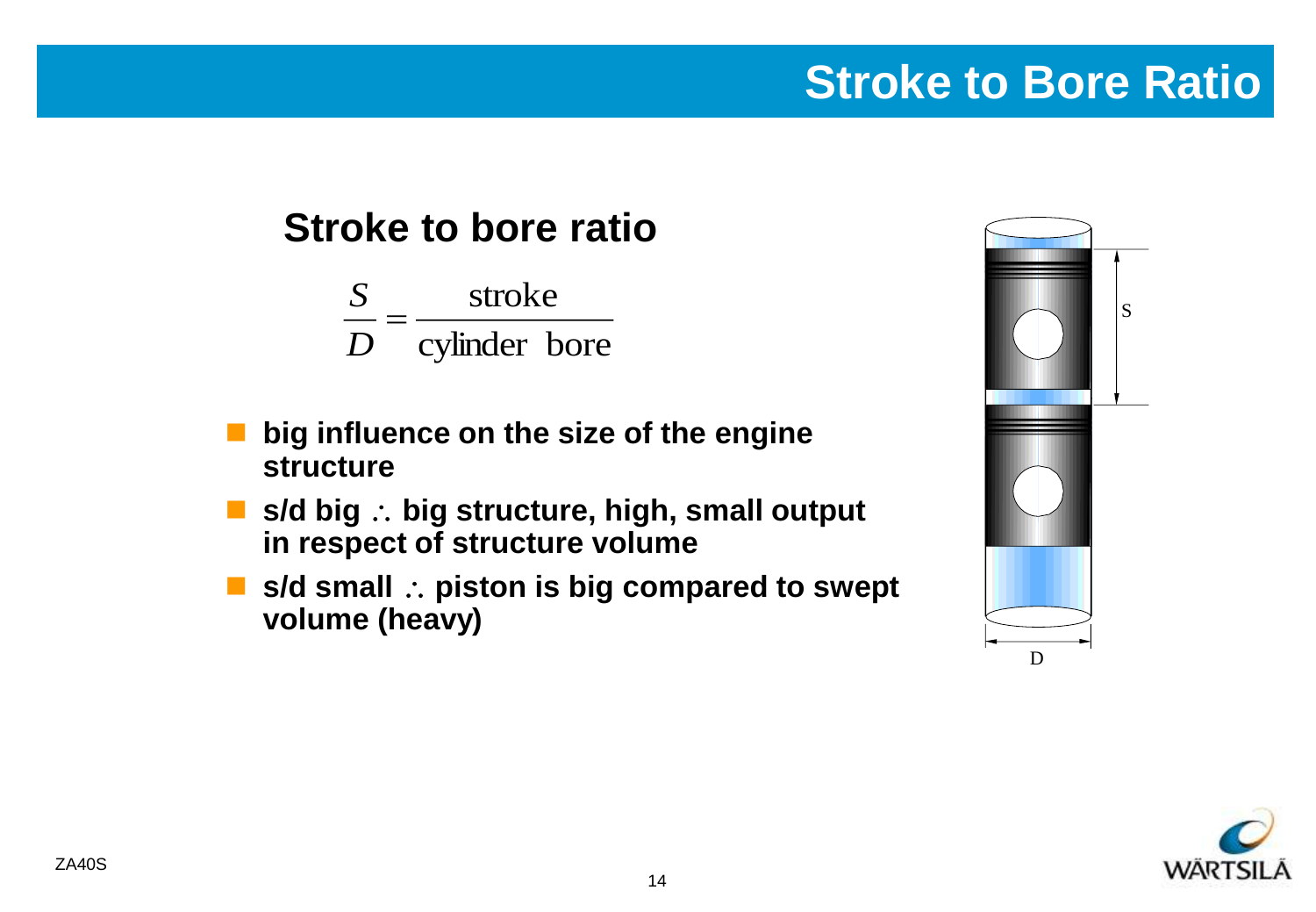# Stroke to Bore Ratio

## Stroke to bore ratio

$$\frac{S}{D} = \frac{\text{stroke}}{\text{cylinder bore}}$$

- **big influence on the size of the engine structure**
- **s/d big $\therefore$ big structure, high, small output in respect of structure volume**
- **s/d small $\therefore$ piston is big compared to swept volume (heavy)**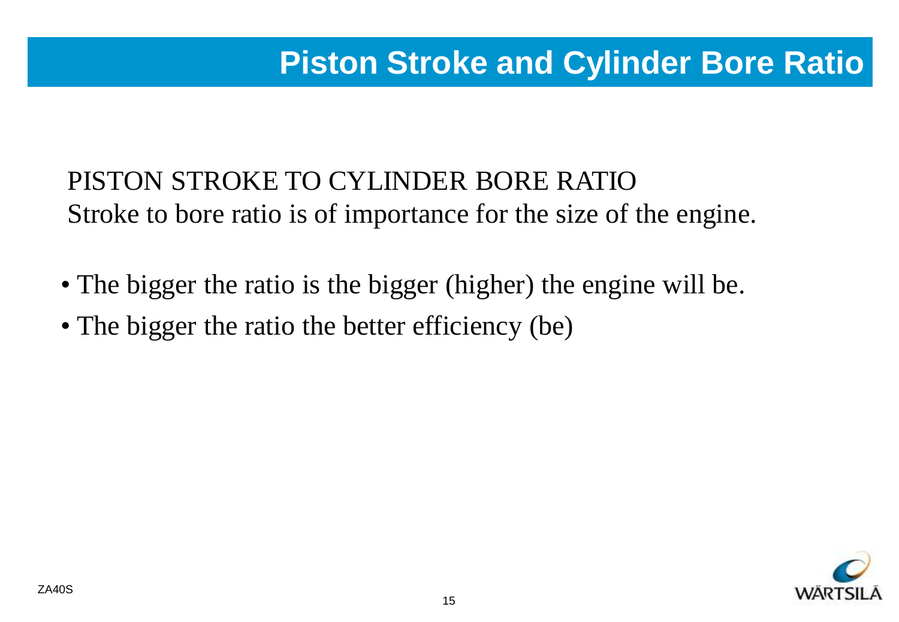# Piston Stroke and Cylinder Bore Ratio

PISTON STROKE TO CYLINDER BORE RATIO
Stroke to bore ratio is of importance for the size of the engine.

- The bigger the ratio is the bigger (higher) the engine will be.
- The bigger the ratio the better efficiency (be)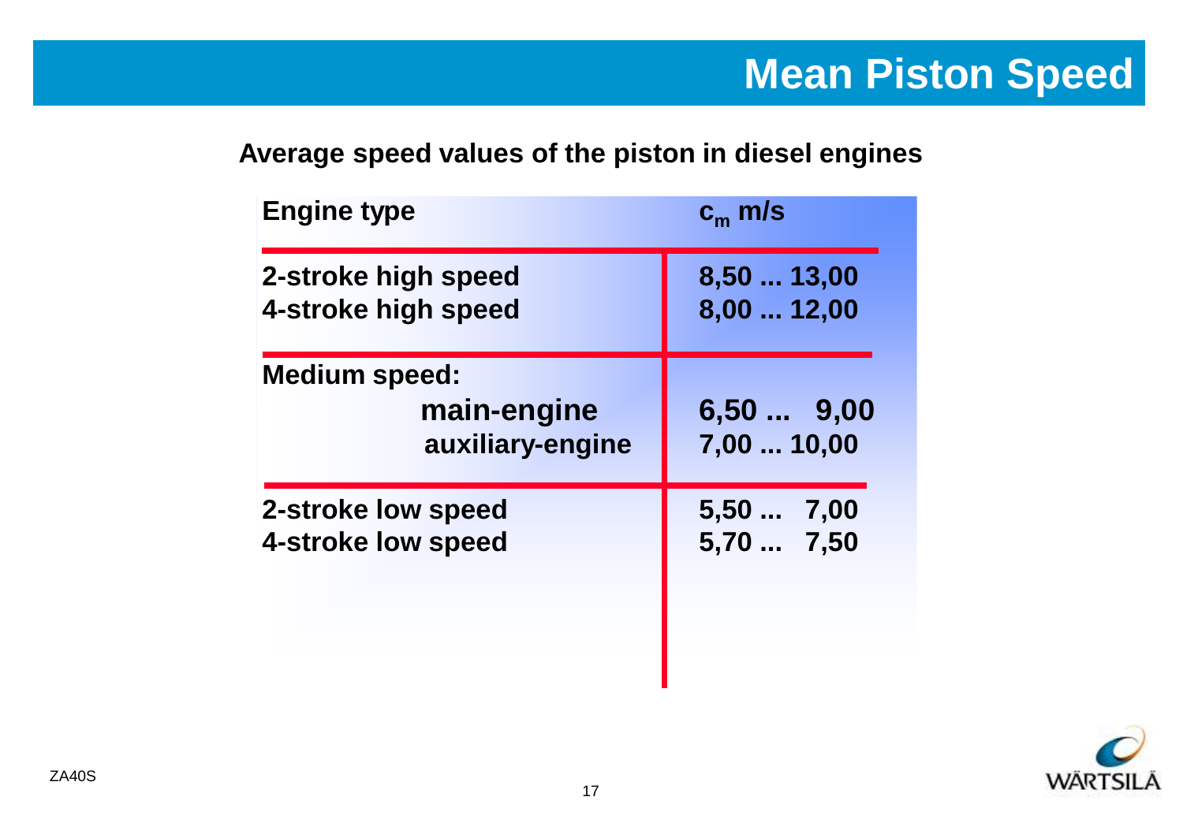# Mean Piston Speed

**Average speed values of the piston in diesel engines**

| Engine type | $c_m$ m/s |
|---|---|
| 2-stroke high speed | 8,50 ... 13,00 |
| 4-stroke high speed | 8,00 ... 12,00 |
| Medium speed: | |
| main-engine | 6,50 ... 9,00 |
| auxiliary-engine | 7,00 ... 10,00 |
| 2-stroke low speed | 5,50 ... 7,00 |
| 4-stroke low speed | 5,70 ... 7,50 |

ZA40S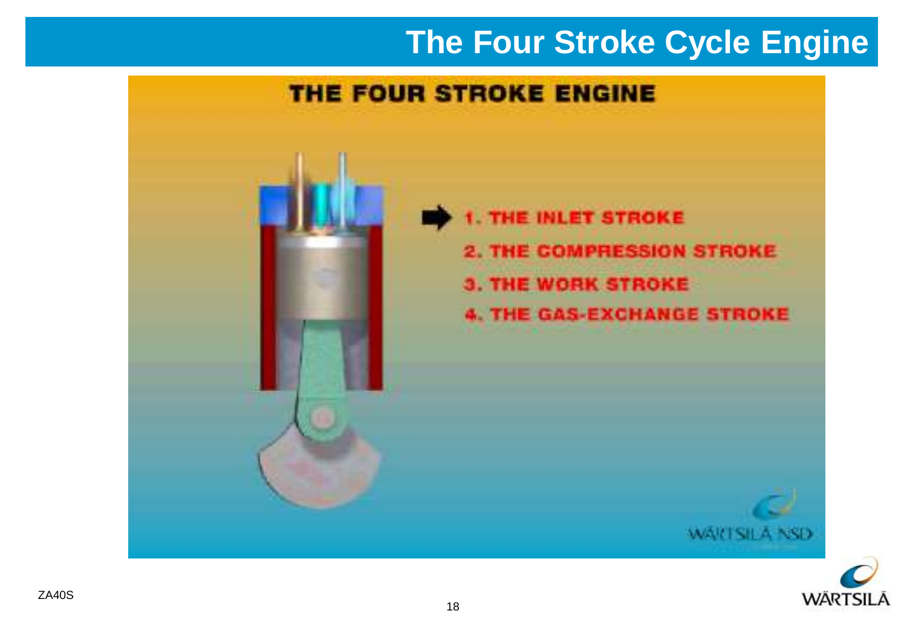# The Four Stroke Cycle Engine

## THE FOUR STROKE ENGINE

1. THE INLET STROKE
2. THE COMPRESSION STROKE
3. THE WORK STROKE
4. THE GAS-EXCHANGE STROKE

WÄRTSILÄ NSD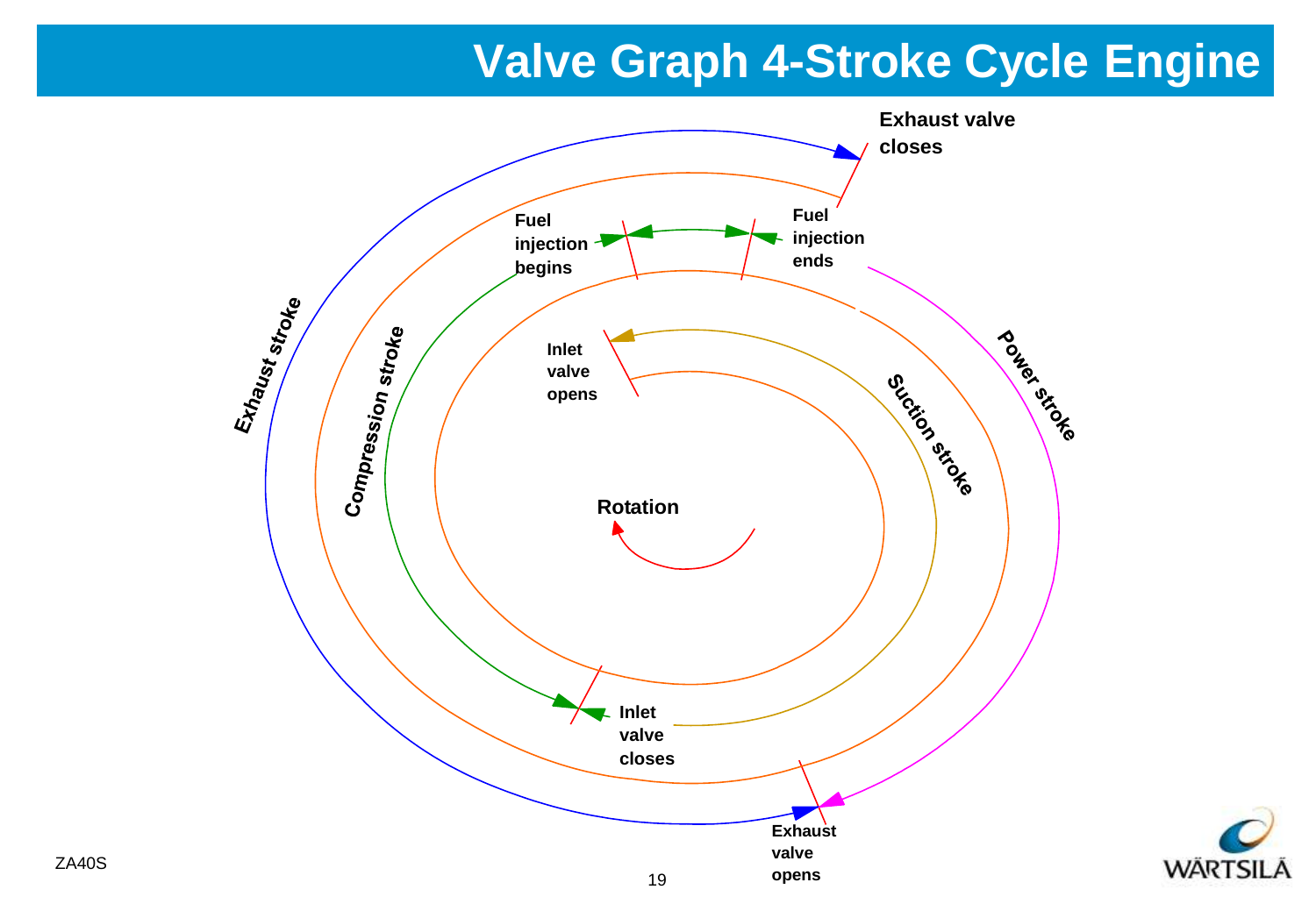# Valve Graph 4-Stroke Cycle Engine

Exhaust valve closes

Fuel injection begins

Fuel injection ends

Exhaust stroke

Compression stroke

Power stroke

Inlet valve opens

Suction stroke

Rotation

Inlet valve closes

Exhaust valve opens

ZA40S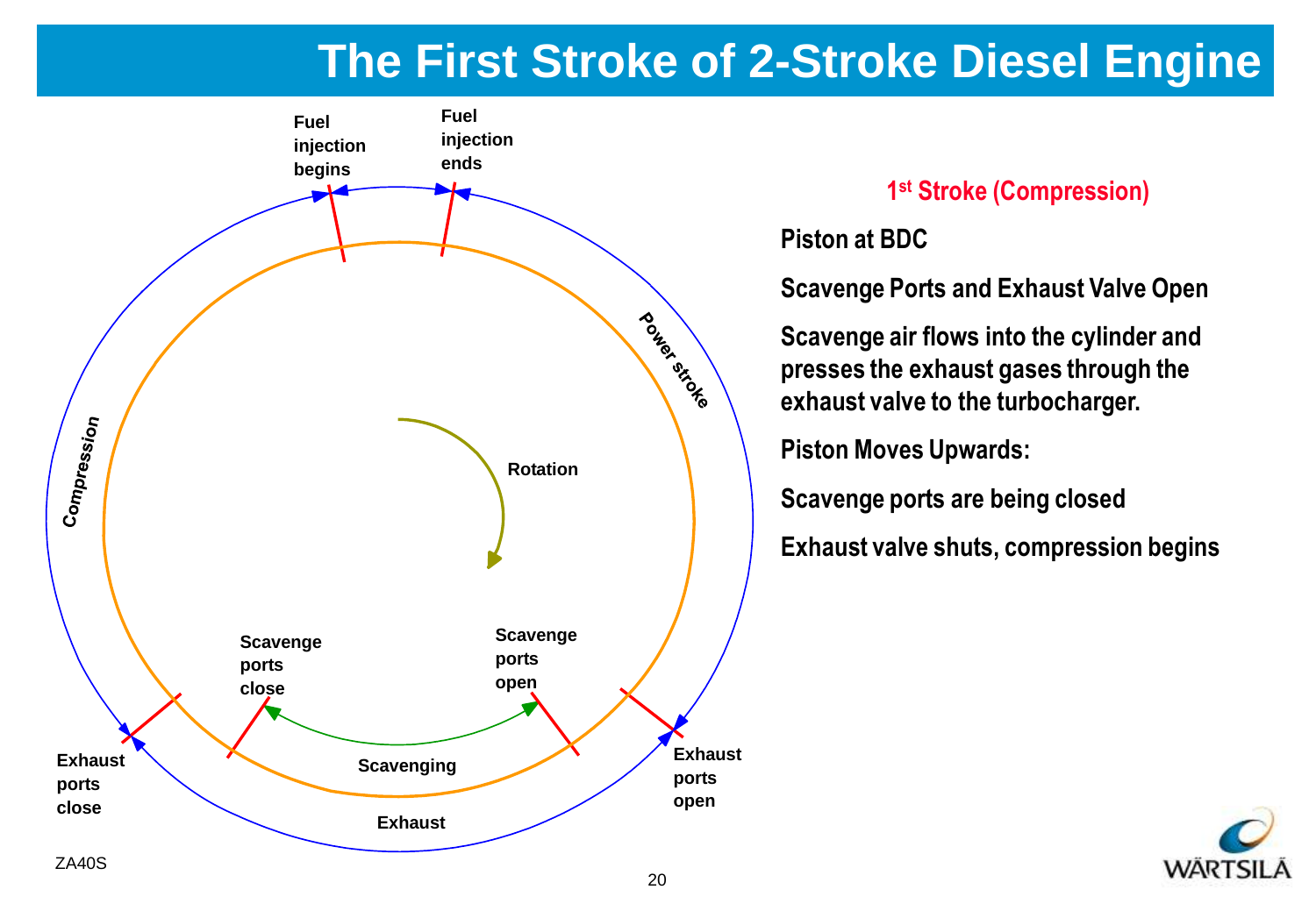# The First Stroke of 2-Stroke Diesel Engine

Fuel injection begins

Fuel injection ends

Power stroke

Compression

Rotation

Scavenge ports close

Scavenge ports open

Scavenging

Exhaust ports close

Exhaust ports open

Exhaust

ZA40S

## 1st Stroke (Compression)

**Piston at BDC**

**Scavenge Ports and Exhaust Valve Open**

**Scavenge air flows into the cylinder and presses the exhaust gases through the exhaust valve to the turbocharger.**

**Piston Moves Upwards:**

**Scavenge ports are being closed**

**Exhaust valve shuts, compression begins**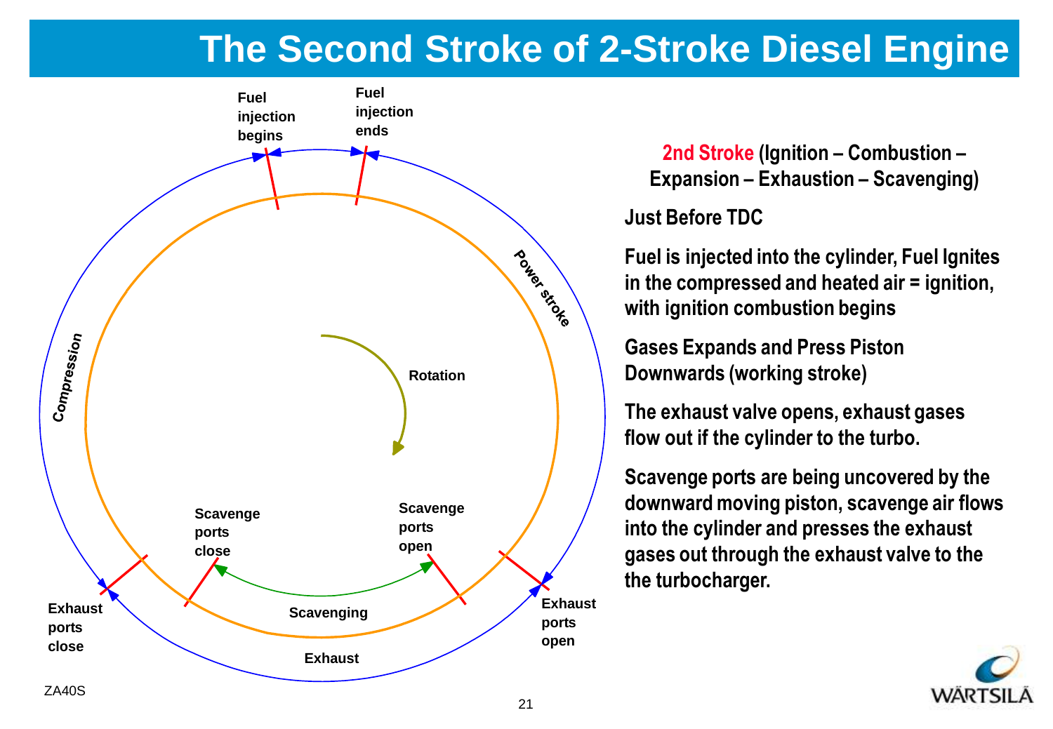# The Second Stroke of 2-Stroke Diesel Engine

Fuel injection begins

Fuel injection ends

Power stroke

Compression

Rotation

Scavenge ports close

Scavenge ports open

Scavenging

Exhaust ports close

Exhaust ports open

Exhaust

ZA40S

**2nd Stroke (Ignition – Combustion – Expansion – Exhaustion – Scavenging)**

**Just Before TDC**

**Fuel is injected into the cylinder, Fuel Ignites in the compressed and heated air = ignition, with ignition combustion begins**

**Gases Expands and Press Piston Downwards (working stroke)**

**The exhaust valve opens, exhaust gases flow out if the cylinder to the turbo.**

**Scavenge ports are being uncovered by the downward moving piston, scavenge air flows into the cylinder and presses the exhaust gases out through the exhaust valve to the the turbocharger.**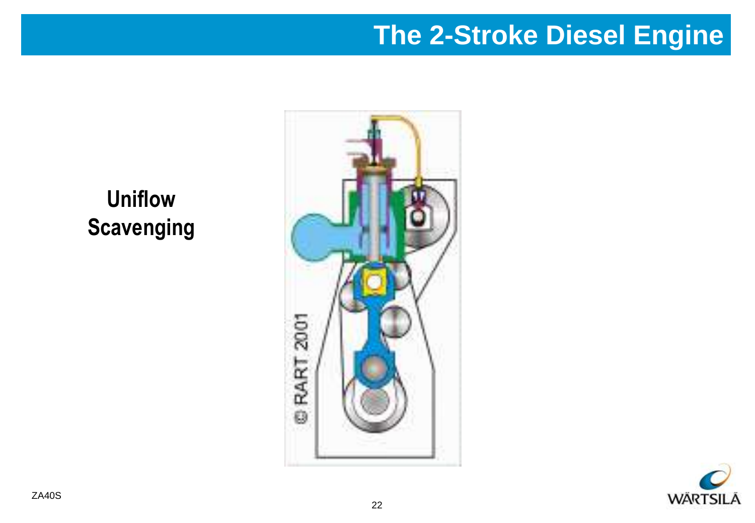# The 2-Stroke Diesel Engine

**Uniflow Scavenging**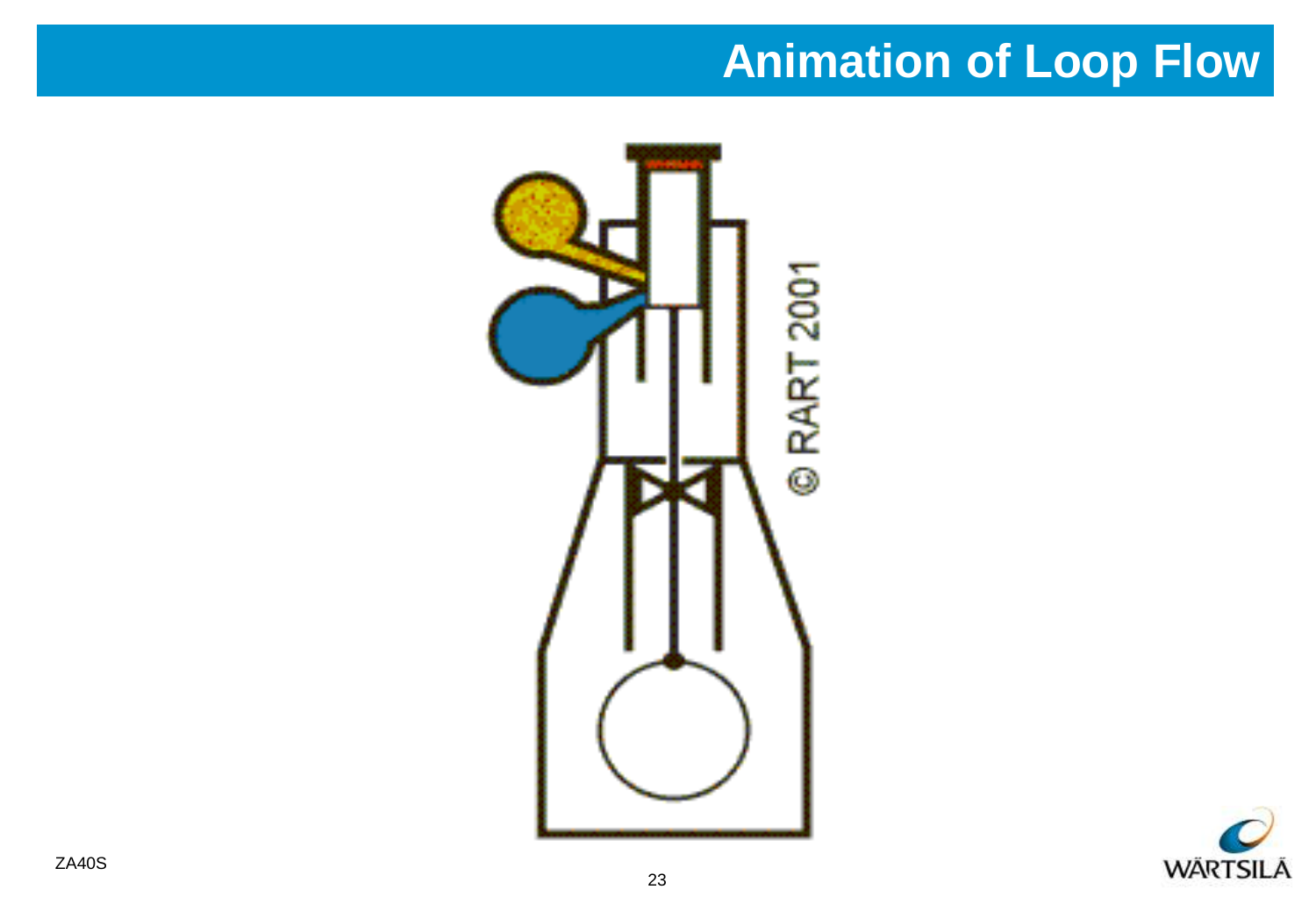# Animation of Loop Flow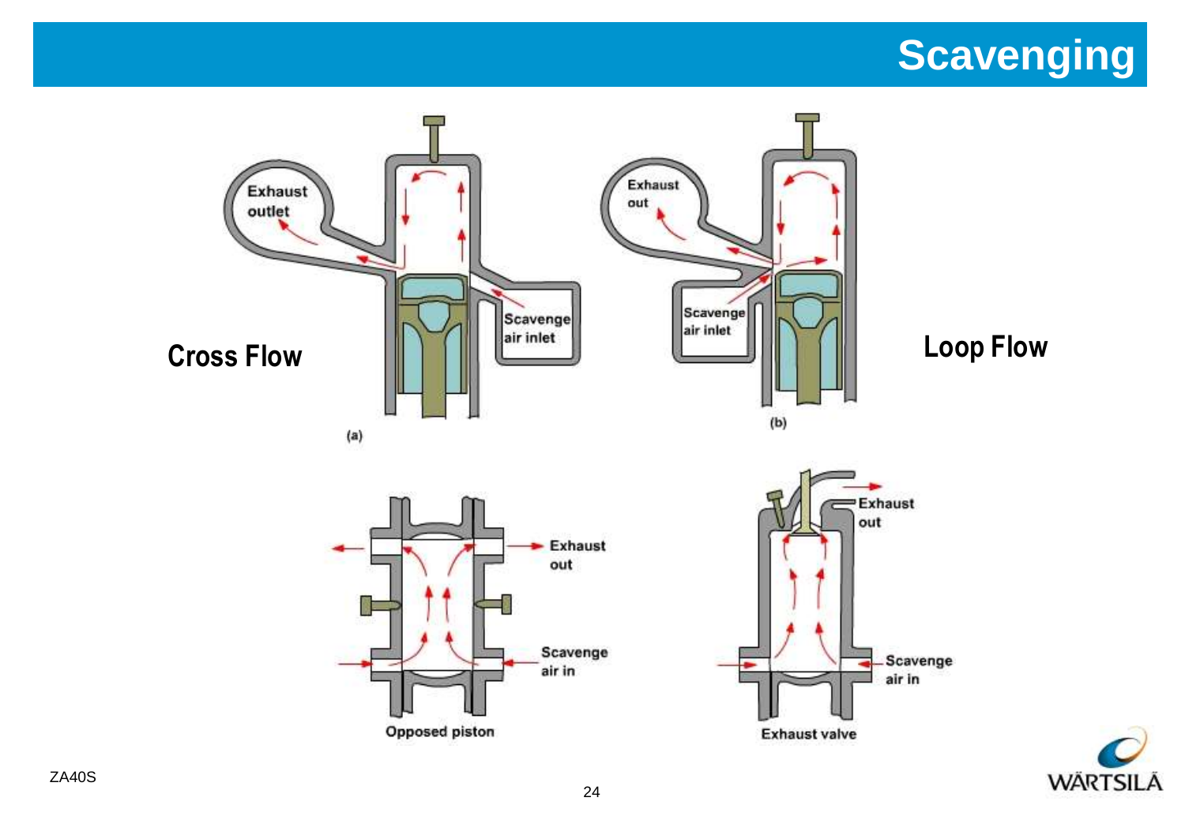# Scavenging

**Cross Flow**

Exhaust outlet

Scavenge air inlet

(a)

**Loop Flow**

Exhaust out

Scavenge air inlet

(b)

Exhaust out

Scavenge air in

Opposed piston

Exhaust out

Scavenge air in

Exhaust valve

ZA40S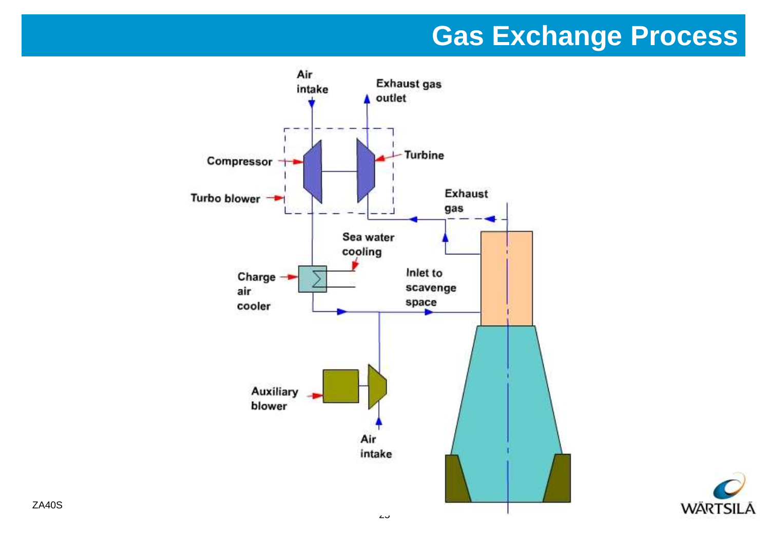# Gas Exchange Process

Air intake

Exhaust gas outlet

Compressor

Turbine

Turbo blower

Exhaust gas

Sea water cooling

Charge air cooler

Inlet to scavenge space

Auxiliary blower

Air intake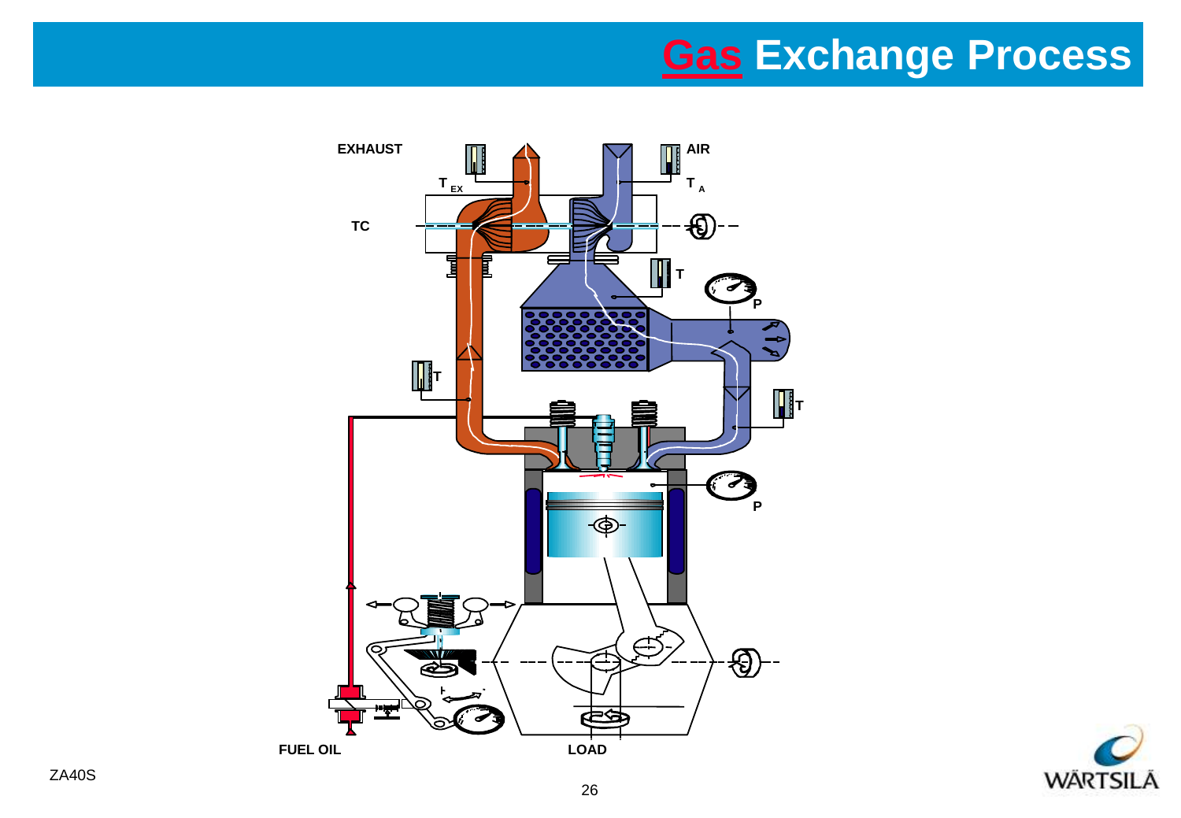# Gas Exchange Process

EXHAUST

AIR

$T_{EX}$

$T_A$

TC

T

P

T

T

P

FUEL OIL

LOAD

ZA40S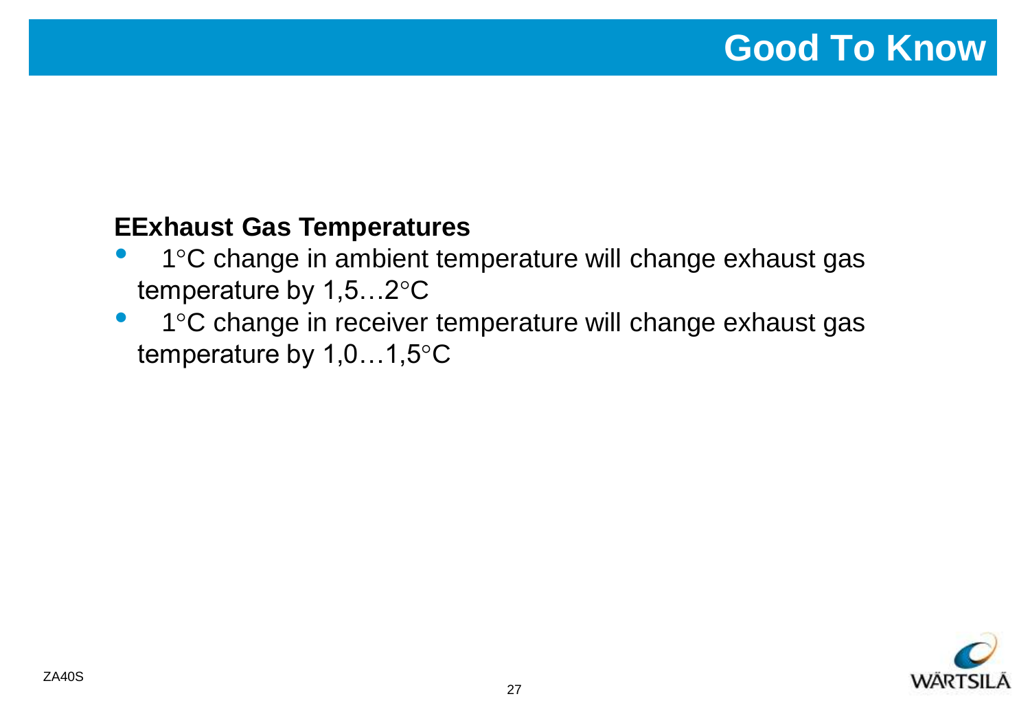# Good To Know

**EExhaust Gas Temperatures**

- 1°C change in ambient temperature will change exhaust gas temperature by 1,5…2°C
- 1°C change in receiver temperature will change exhaust gas temperature by 1,0…1,5°C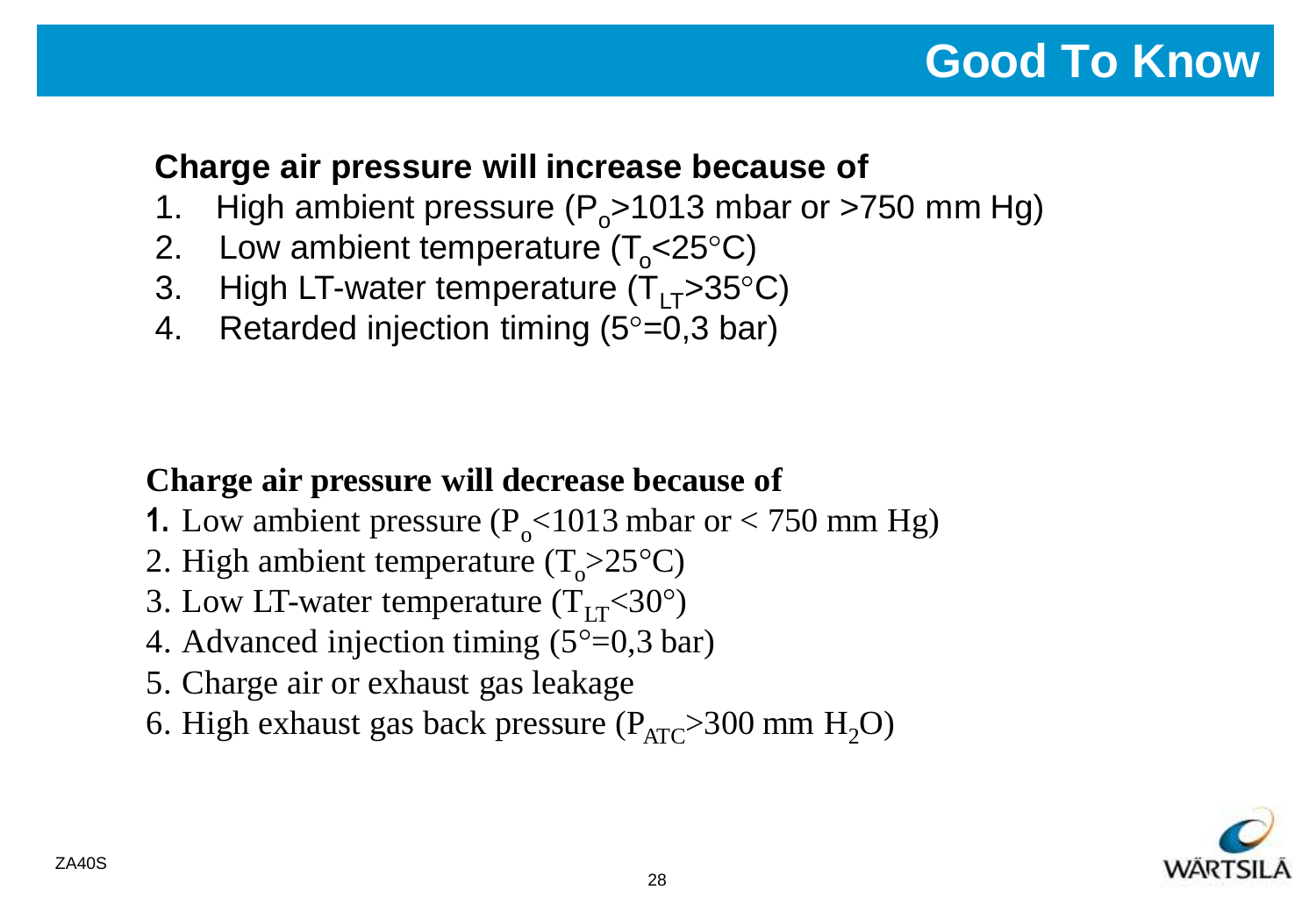# Good To Know

**Charge air pressure will increase because of**

1. High ambient pressure ($P_o$>1013 mbar or >750 mm Hg)
2. Low ambient temperature ($T_o$<25°C)
3. High LT-water temperature ($T_{LT}$>35°C)
4. Retarded injection timing (5°=0,3 bar)

**Charge air pressure will decrease because of**

1. Low ambient pressure ($P_o$<1013 mbar or < 750 mm Hg)
2. High ambient temperature ($T_o$>25°C)
3. Low LT-water temperature ($T_{LT}$<30°)
4. Advanced injection timing (5°=0,3 bar)
5. Charge air or exhaust gas leakage
6. High exhaust gas back pressure ($P_{ATC}$>300 mm $H_2O$)

ZA40S